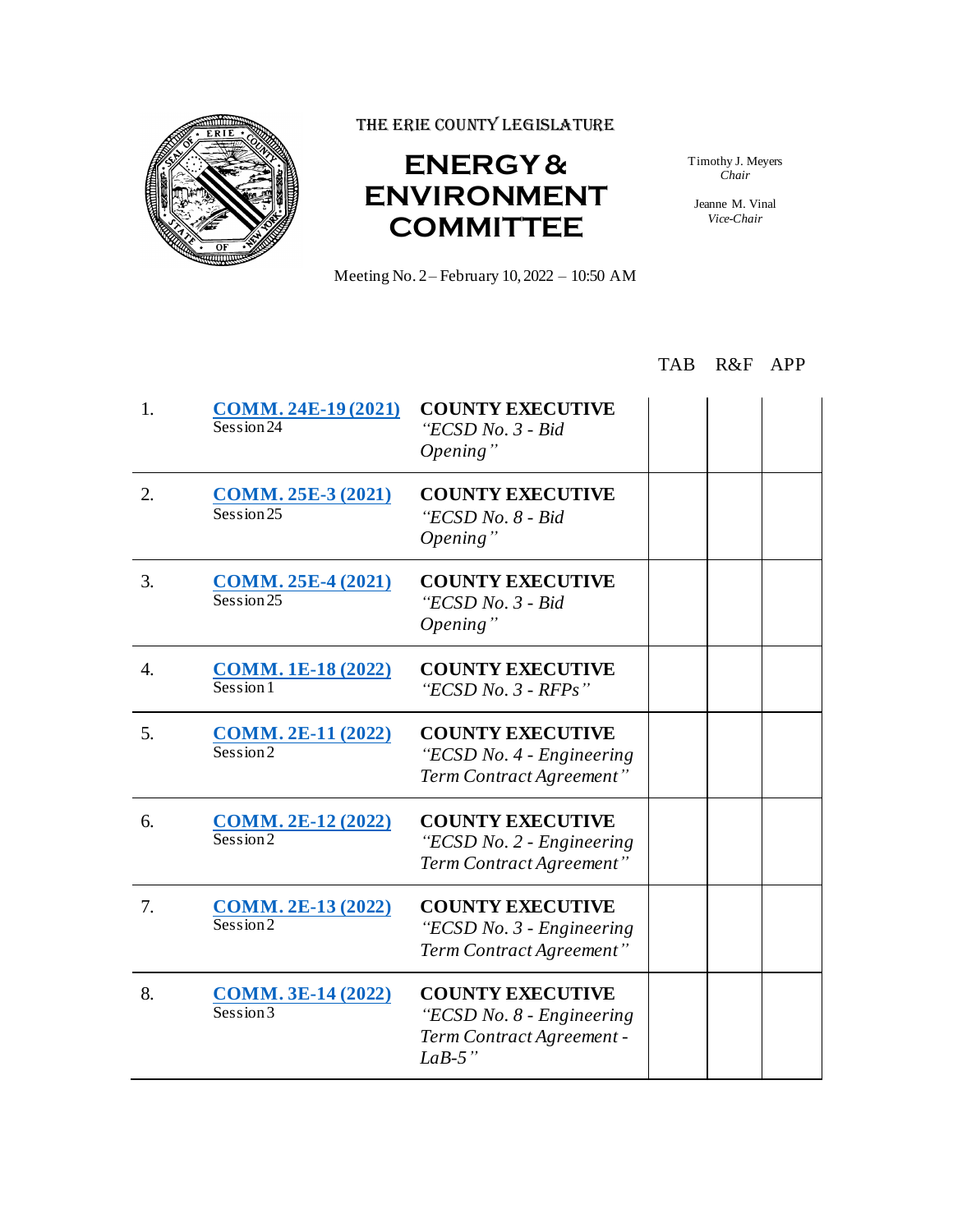THE ERIE COUNTY LEGISLATURE

# ENERGY & ENVIRONMENT COMMITTEE

Timothy J. Meyers
*Chair*

Jeanne M. Vinal
*Vice-Chair*

Meeting No. 2 – February 10, 2022 – 10:50 AM

| | | | TAB | R&F | APP |
|---|---|---|---|---|---|
| 1. | **COMM. 24E-19 (2021)** Session 24 | **COUNTY EXECUTIVE** *"ECSD No. 3 - Bid Opening"* | | | |
| 2. | **COMM. 25E-3 (2021)** Session 25 | **COUNTY EXECUTIVE** *"ECSD No. 8 - Bid Opening"* | | | |
| 3. | **COMM. 25E-4 (2021)** Session 25 | **COUNTY EXECUTIVE** *"ECSD No. 3 - Bid Opening"* | | | |
| 4. | **COMM. 1E-18 (2022)** Session 1 | **COUNTY EXECUTIVE** *"ECSD No. 3 - RFPs"* | | | |
| 5. | **COMM. 2E-11 (2022)** Session 2 | **COUNTY EXECUTIVE** *"ECSD No. 4 - Engineering Term Contract Agreement"* | | | |
| 6. | **COMM. 2E-12 (2022)** Session 2 | **COUNTY EXECUTIVE** *"ECSD No. 2 - Engineering Term Contract Agreement"* | | | |
| 7. | **COMM. 2E-13 (2022)** Session 2 | **COUNTY EXECUTIVE** *"ECSD No. 3 - Engineering Term Contract Agreement"* | | | |
| 8. | **COMM. 3E-14 (2022)** Session 3 | **COUNTY EXECUTIVE** *"ECSD No. 8 - Engineering Term Contract Agreement - LaB-5"* | | | |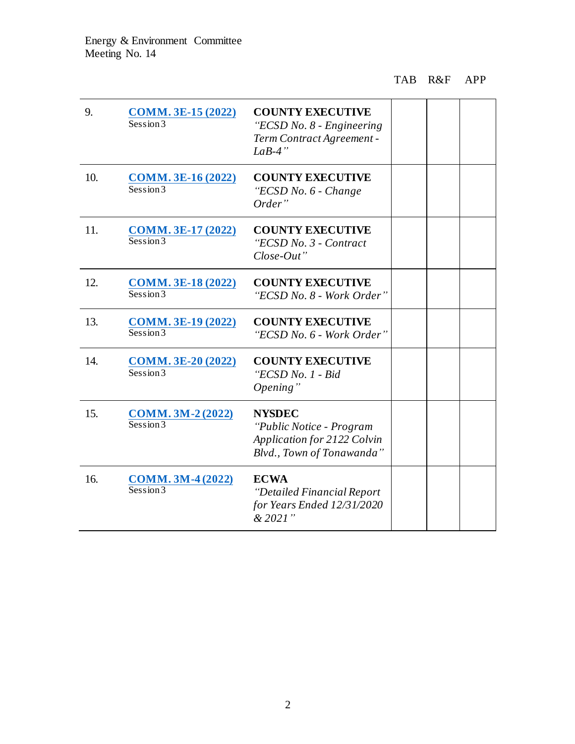Energy & Environment Committee
Meeting No. 14

| | | | TAB | R&F | APP |
|---|---|---|---|---|---|
| 9. | **COMM. 3E-15 (2022)** Session 3 | **COUNTY EXECUTIVE** *"ECSD No. 8 - Engineering Term Contract Agreement - LaB-4"* | | | |
| 10. | **COMM. 3E-16 (2022)** Session 3 | **COUNTY EXECUTIVE** *"ECSD No. 6 - Change Order"* | | | |
| 11. | **COMM. 3E-17 (2022)** Session 3 | **COUNTY EXECUTIVE** *"ECSD No. 3 - Contract Close-Out"* | | | |
| 12. | **COMM. 3E-18 (2022)** Session 3 | **COUNTY EXECUTIVE** *"ECSD No. 8 - Work Order"* | | | |
| 13. | **COMM. 3E-19 (2022)** Session 3 | **COUNTY EXECUTIVE** *"ECSD No. 6 - Work Order"* | | | |
| 14. | **COMM. 3E-20 (2022)** Session 3 | **COUNTY EXECUTIVE** *"ECSD No. 1 - Bid Opening"* | | | |
| 15. | **COMM. 3M-2 (2022)** Session 3 | **NYSDEC** *"Public Notice - Program Application for 2122 Colvin Blvd., Town of Tonawanda"* | | | |
| 16. | **COMM. 3M-4 (2022)** Session 3 | **ECWA** *"Detailed Financial Report for Years Ended 12/31/2020 & 2021"* | | | |